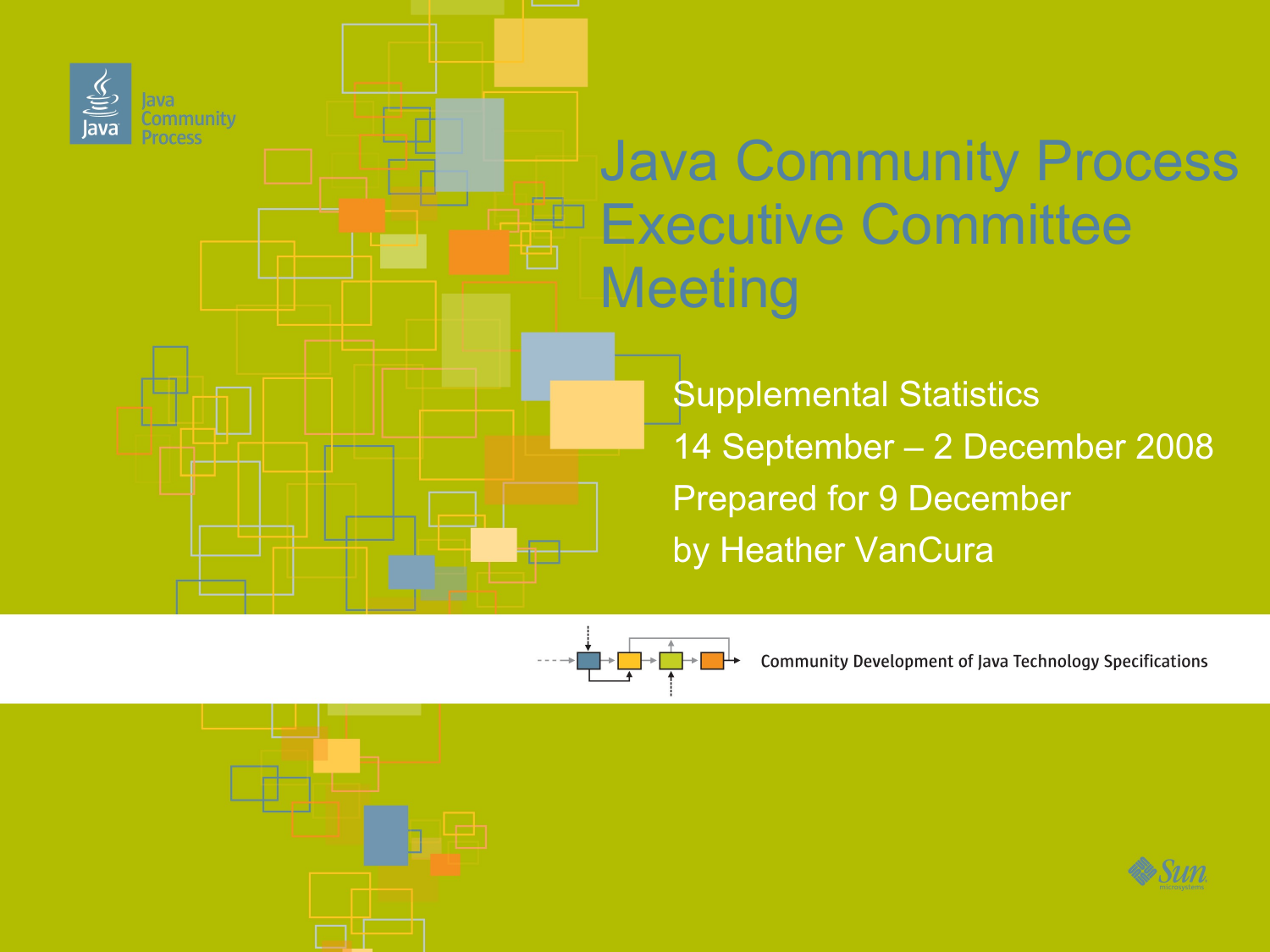# Java Community Process Executive Committee Meeting

Supplemental Statistics

14 September – 2 December 2008

Prepared for 9 December

by Heather VanCura

Community Development of Java Technology Specifications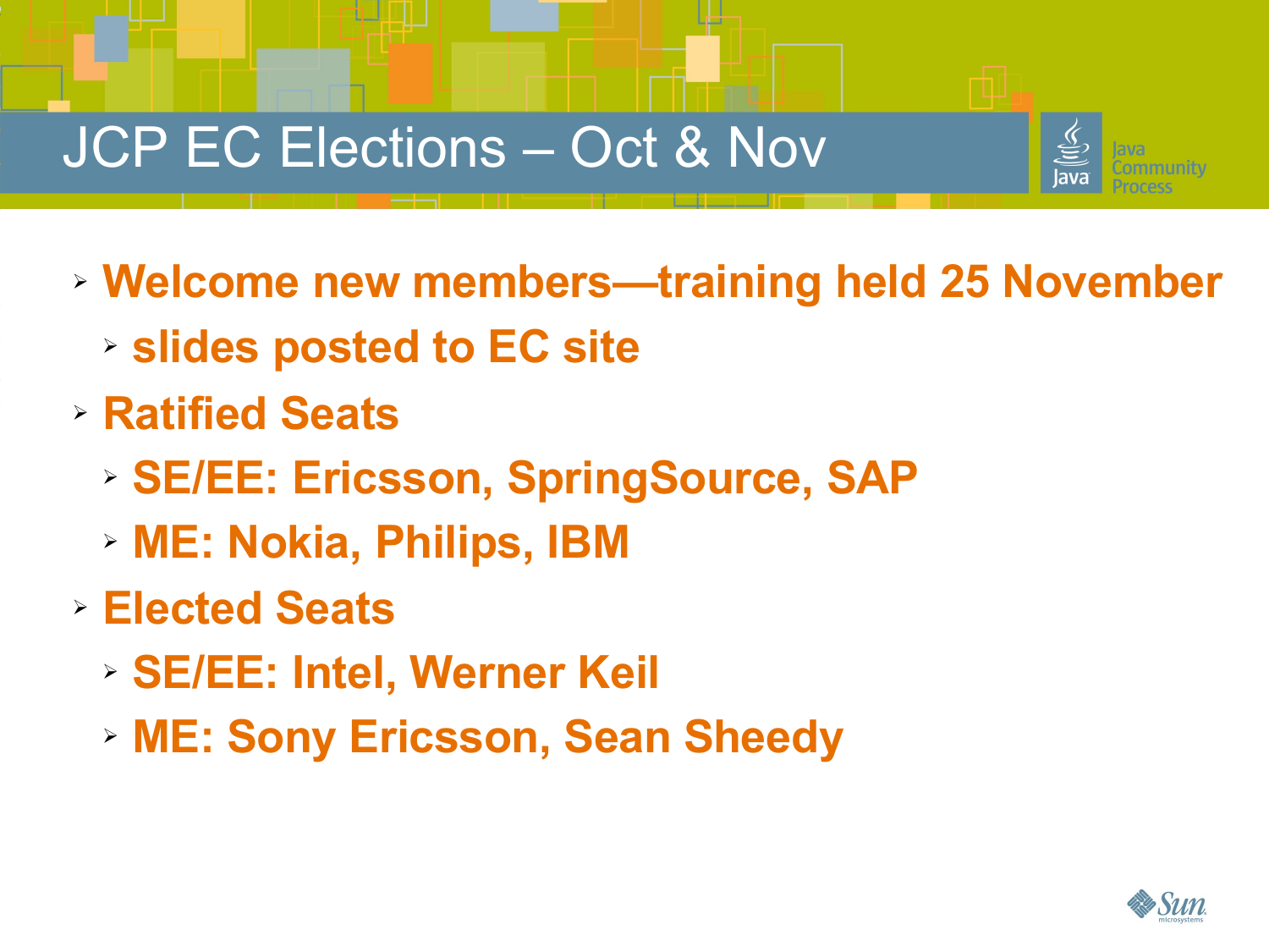# JCP EC Elections – Oct & Nov

- **Welcome new members—training held 25 November**
  - **slides posted to EC site**
- **Ratified Seats**
  - **SE/EE: Ericsson, SpringSource, SAP**
  - **ME: Nokia, Philips, IBM**
- **Elected Seats**
  - **SE/EE: Intel, Werner Keil**
  - **ME: Sony Ericsson, Sean Sheedy**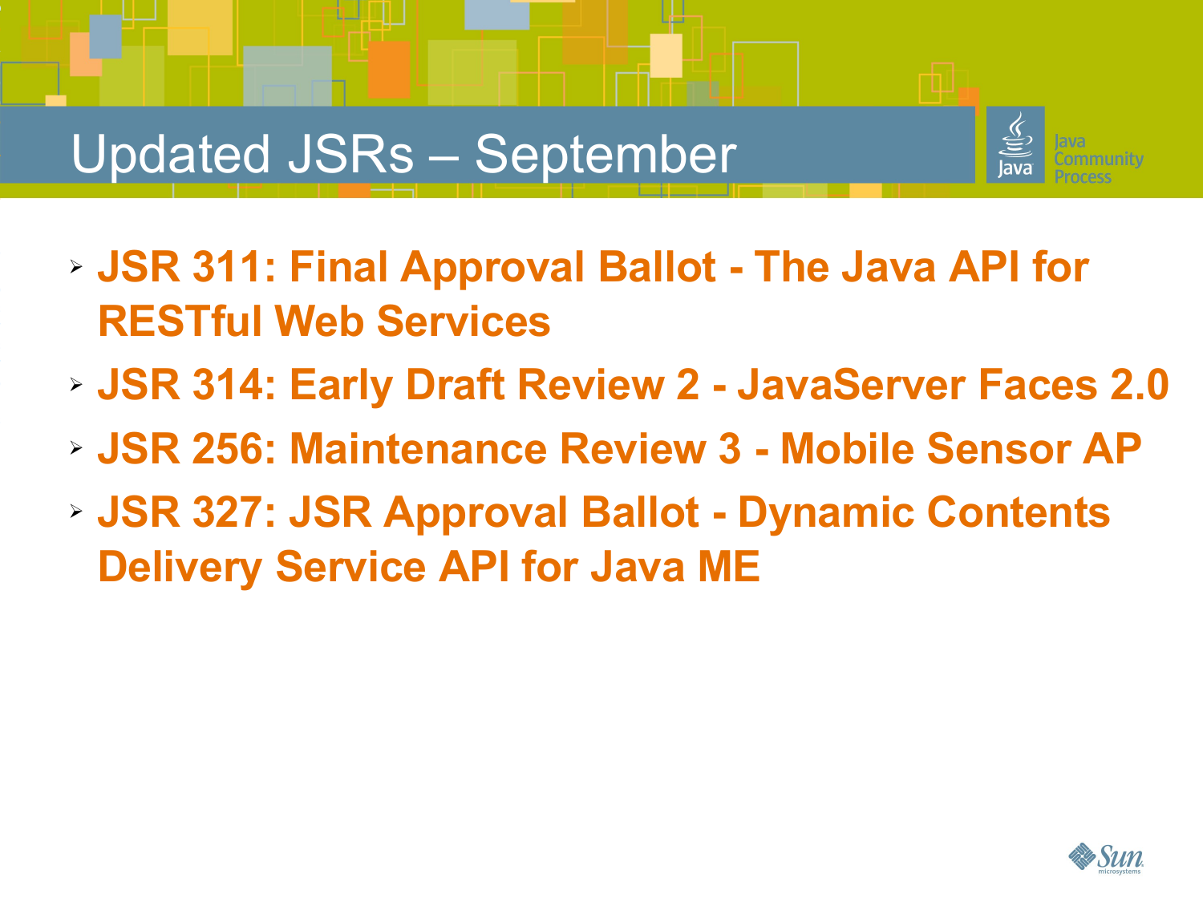# Updated JSRs – September

- **JSR 311: Final Approval Ballot - The Java API for RESTful Web Services**
- **JSR 314: Early Draft Review 2 - JavaServer Faces 2.0**
- **JSR 256: Maintenance Review 3 - Mobile Sensor AP**
- **JSR 327: JSR Approval Ballot - Dynamic Contents Delivery Service API for Java ME**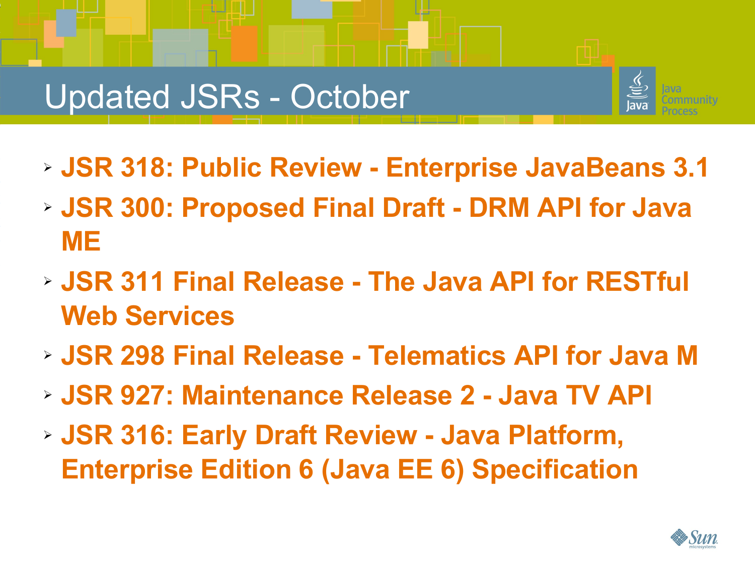# Updated JSRs - October

- **JSR 318: Public Review - Enterprise JavaBeans 3.1**
- **JSR 300: Proposed Final Draft - DRM API for Java ME**
- **JSR 311 Final Release - The Java API for RESTful Web Services**
- **JSR 298 Final Release - Telematics API for Java M**
- **JSR 927: Maintenance Release 2 - Java TV API**
- **JSR 316: Early Draft Review - Java Platform, Enterprise Edition 6 (Java EE 6) Specification**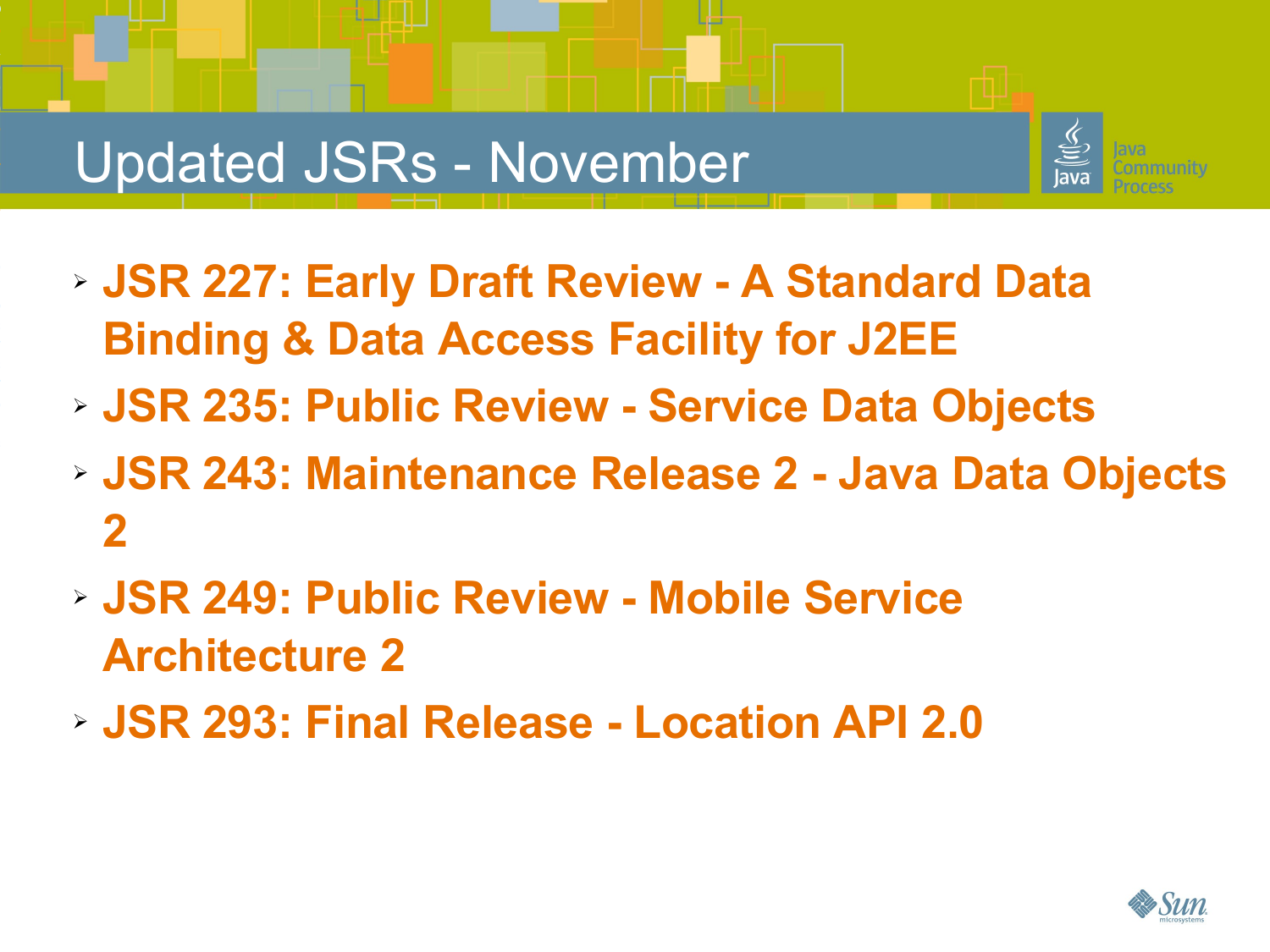# Updated JSRs - November

- **JSR 227: Early Draft Review - A Standard Data Binding & Data Access Facility for J2EE**
- **JSR 235: Public Review - Service Data Objects**
- **JSR 243: Maintenance Release 2 - Java Data Objects 2**
- **JSR 249: Public Review - Mobile Service Architecture 2**
- **JSR 293: Final Release - Location API 2.0**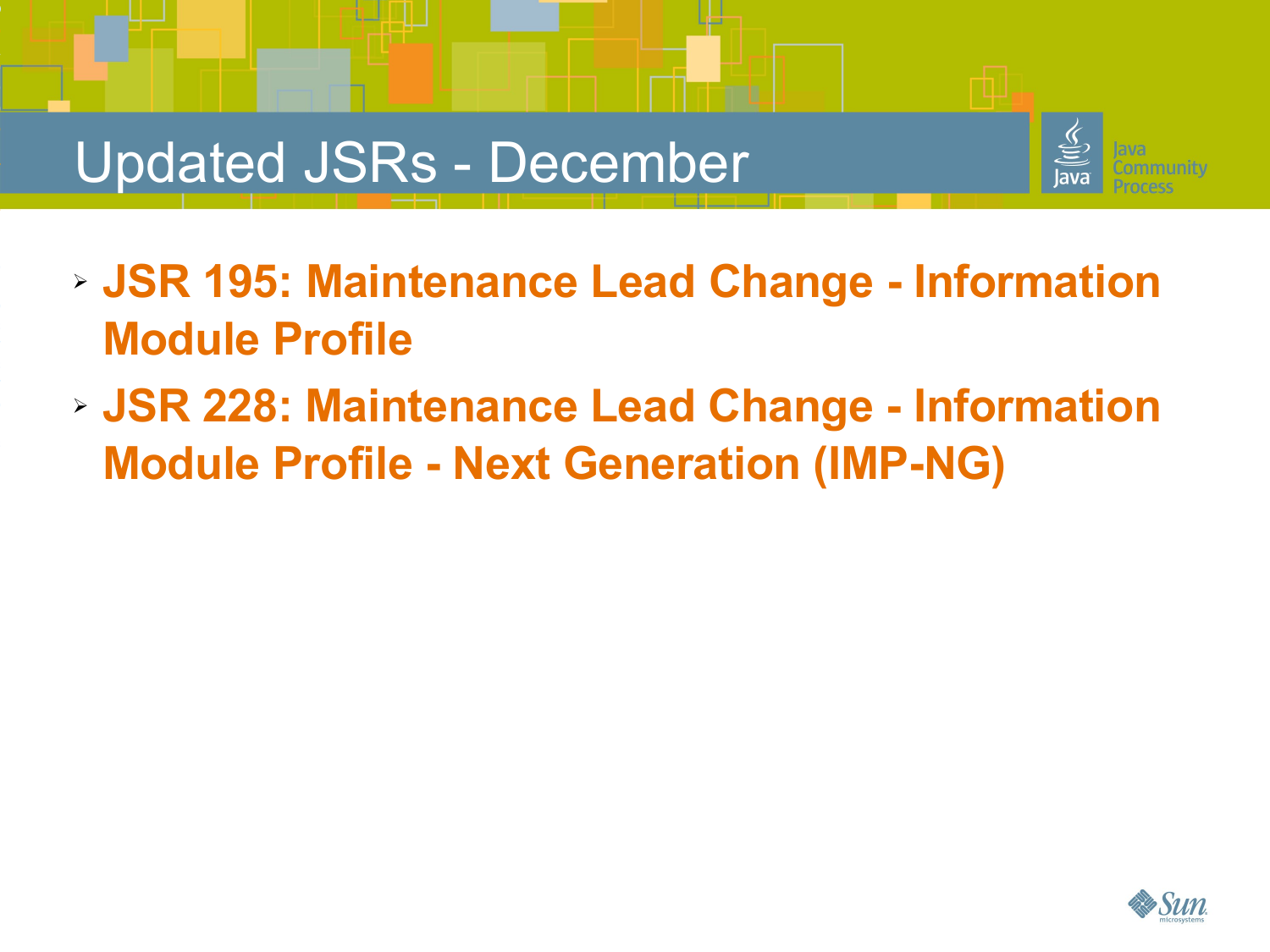# Updated JSRs - December

- **JSR 195: Maintenance Lead Change - Information Module Profile**
- **JSR 228: Maintenance Lead Change - Information Module Profile - Next Generation (IMP-NG)**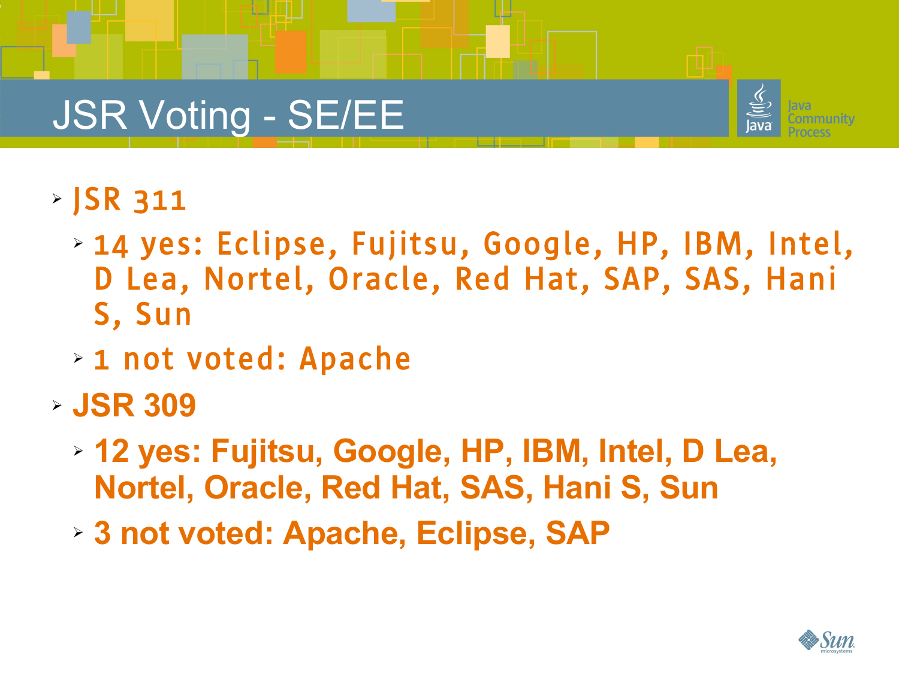# JSR Voting - SE/EE

- JSR 311
  - 14 yes: Eclipse, Fujitsu, Google, HP, IBM, Intel, D Lea, Nortel, Oracle, Red Hat, SAP, SAS, Hani S, Sun
  - 1 not voted: Apache
- **JSR 309**
  - **12 yes: Fujitsu, Google, HP, IBM, Intel, D Lea, Nortel, Oracle, Red Hat, SAS, Hani S, Sun**
  - **3 not voted: Apache, Eclipse, SAP**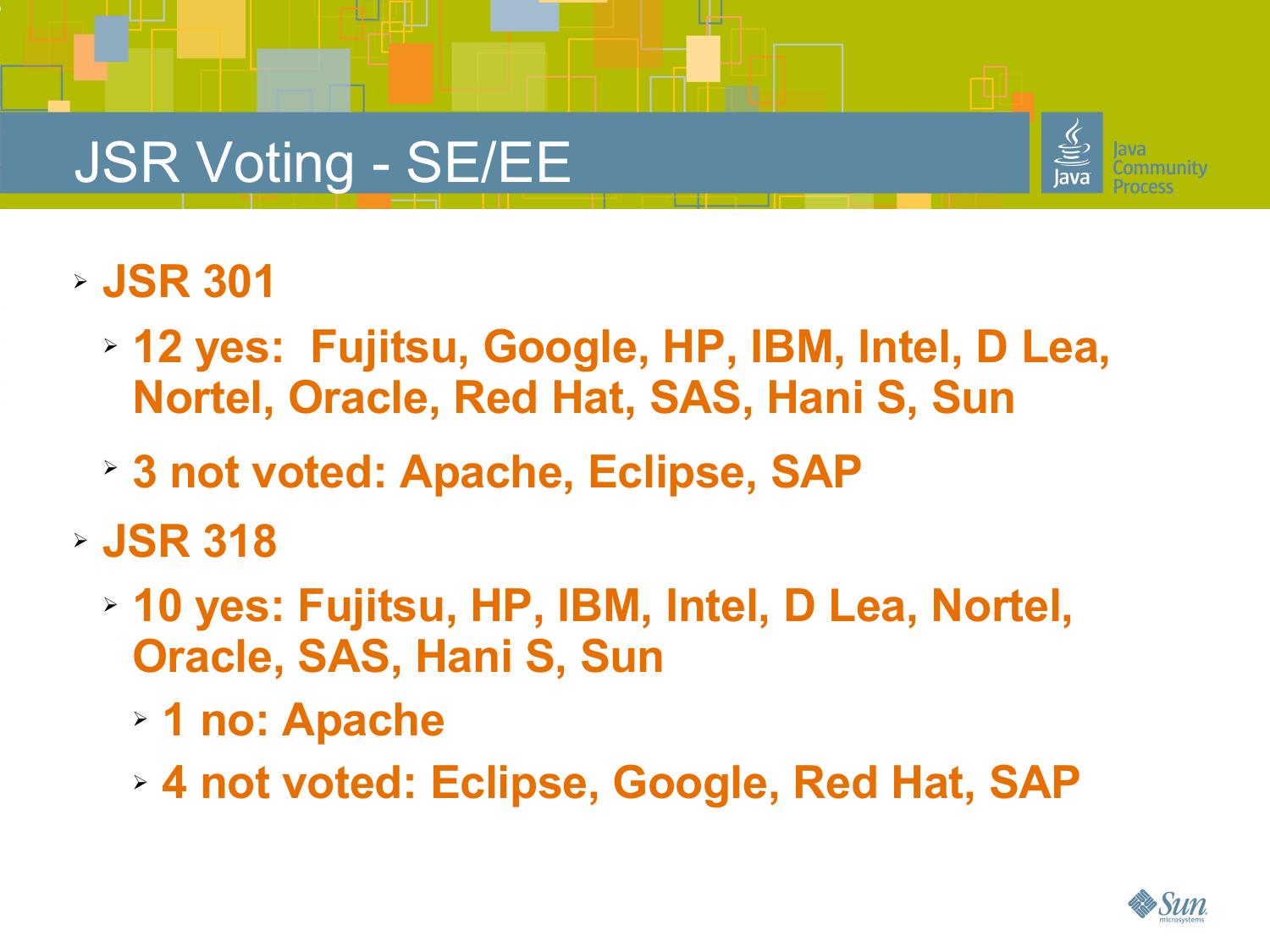# JSR Voting - SE/EE

- **JSR 301**
  - **12 yes: Fujitsu, Google, HP, IBM, Intel, D Lea, Nortel, Oracle, Red Hat, SAS, Hani S, Sun**
  - **3 not voted: Apache, Eclipse, SAP**
- **JSR 318**
  - **10 yes: Fujitsu, HP, IBM, Intel, D Lea, Nortel, Oracle, SAS, Hani S, Sun**
    - **1 no: Apache**
    - **4 not voted: Eclipse, Google, Red Hat, SAP**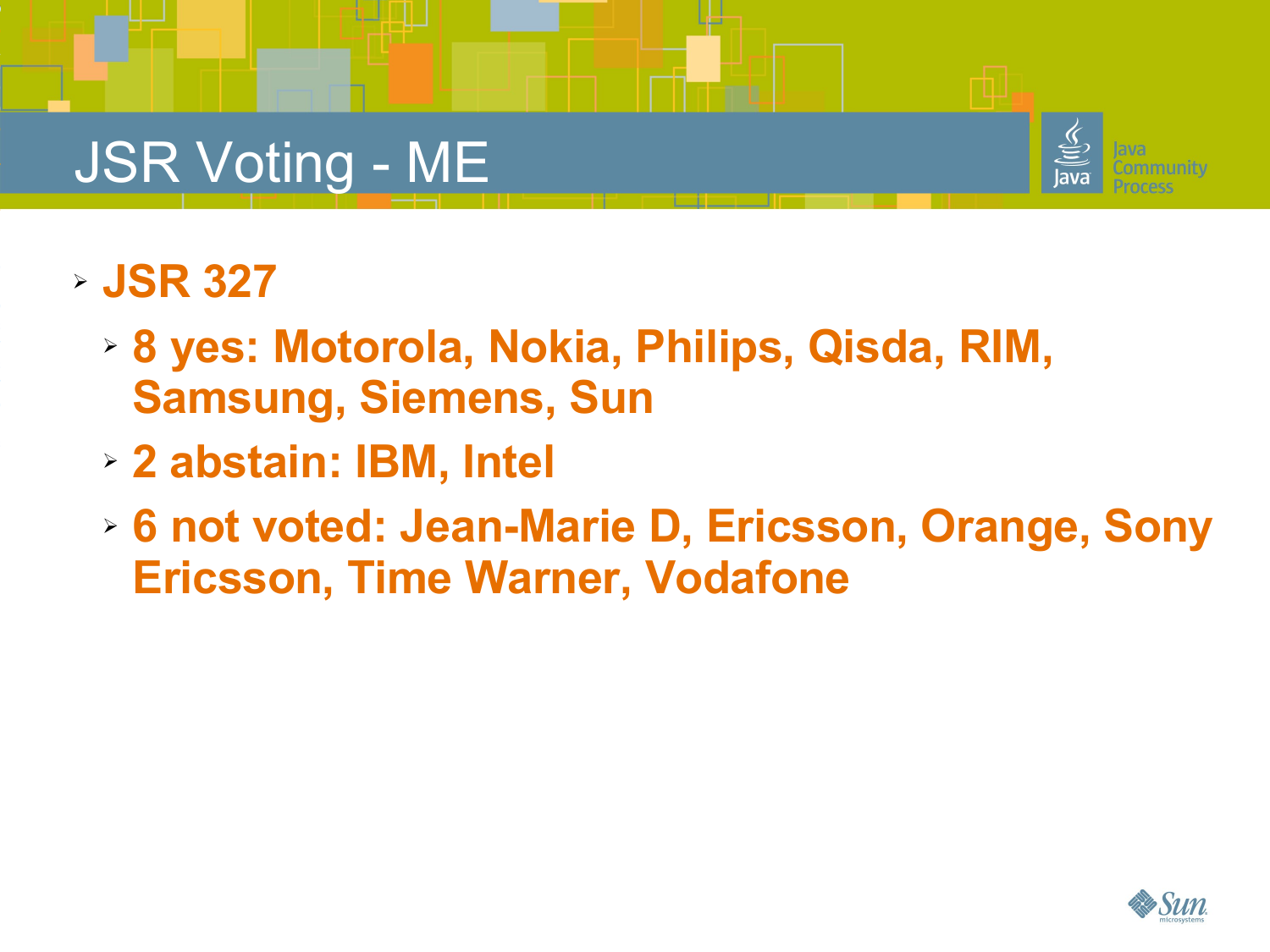# JSR Voting - ME

- **JSR 327**
  - **8 yes: Motorola, Nokia, Philips, Qisda, RIM, Samsung, Siemens, Sun**
  - **2 abstain: IBM, Intel**
  - **6 not voted: Jean-Marie D, Ericsson, Orange, Sony Ericsson, Time Warner, Vodafone**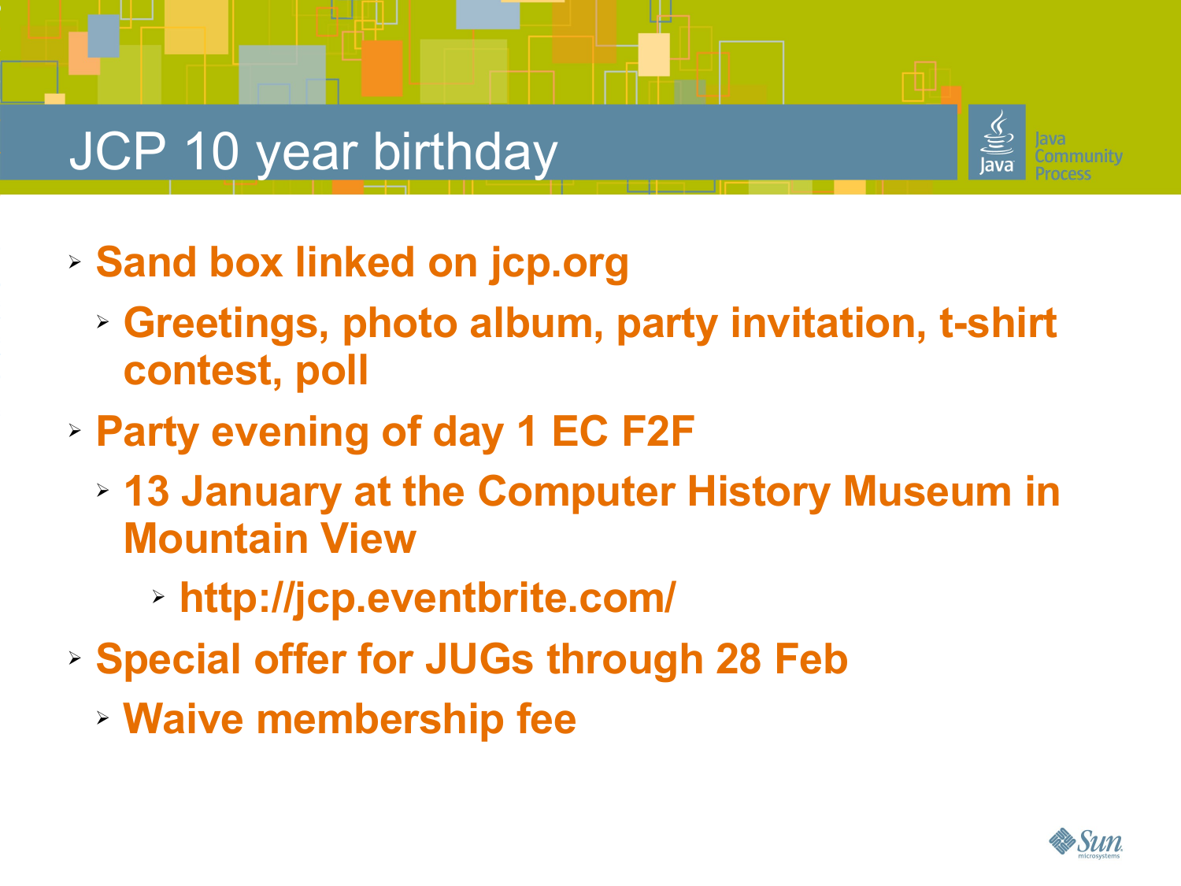# JCP 10 year birthday

- Sand box linked on jcp.org
  - Greetings, photo album, party invitation, t-shirt contest, poll
- Party evening of day 1 EC F2F
  - 13 January at the Computer History Museum in Mountain View
    - http://jcp.eventbrite.com/
- Special offer for JUGs through 28 Feb
  - Waive membership fee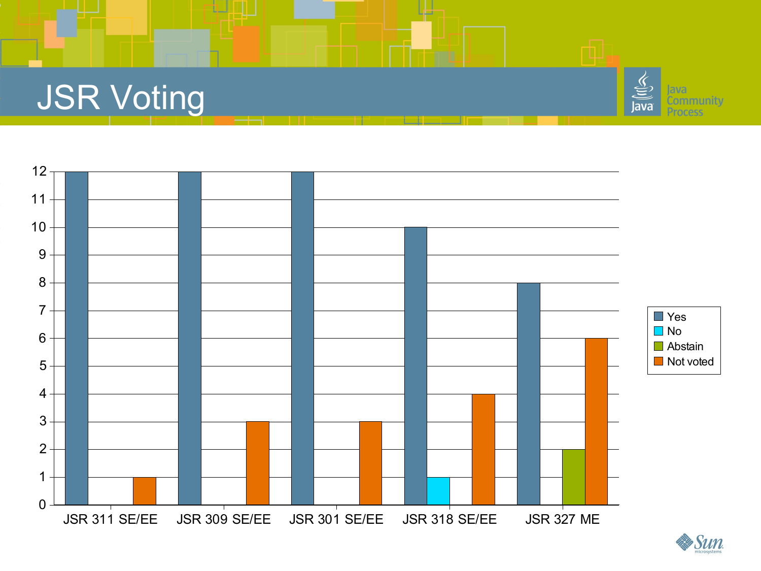# JSR Voting

| | Yes | No | Abstain | Not voted |
|---|---|---|---|---|
| JSR 311 SE/EE | 12 | 0 | 0 | 1 |
| JSR 309 SE/EE | 12 | 0 | 0 | 3 |
| JSR 301 SE/EE | 12 | 0 | 0 | 3 |
| JSR 318 SE/EE | 10 | 1 | 0 | 4 |
| JSR 327 ME | 8 | 0 | 2 | 6 |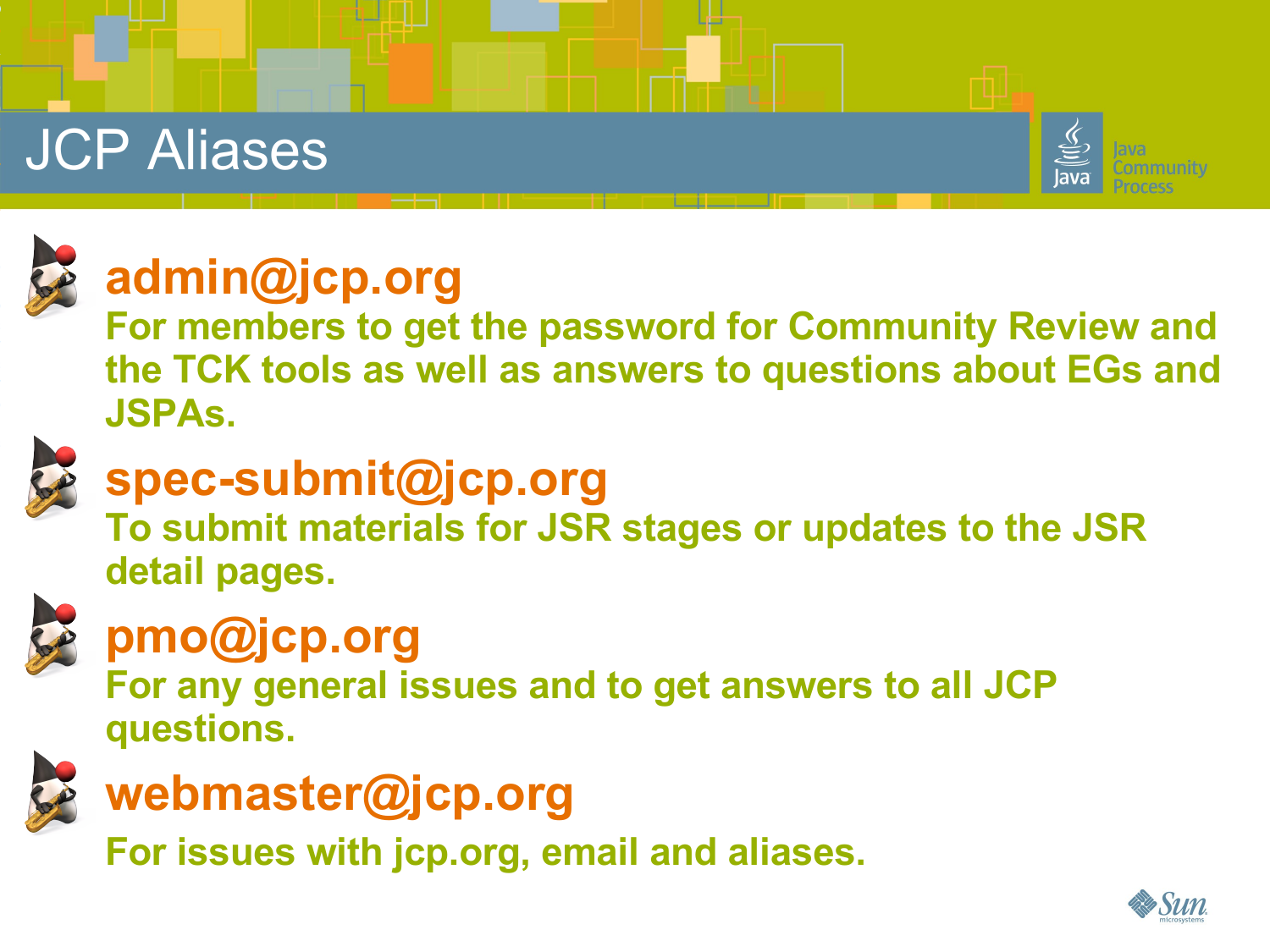# JCP Aliases

- **admin@jcp.org**
  For members to get the password for Community Review and the TCK tools as well as answers to questions about EGs and JSPAs.
- **spec-submit@jcp.org**
  To submit materials for JSR stages or updates to the JSR detail pages.
- **pmo@jcp.org**
  For any general issues and to get answers to all JCP questions.
- **webmaster@jcp.org**
  For issues with jcp.org, email and aliases.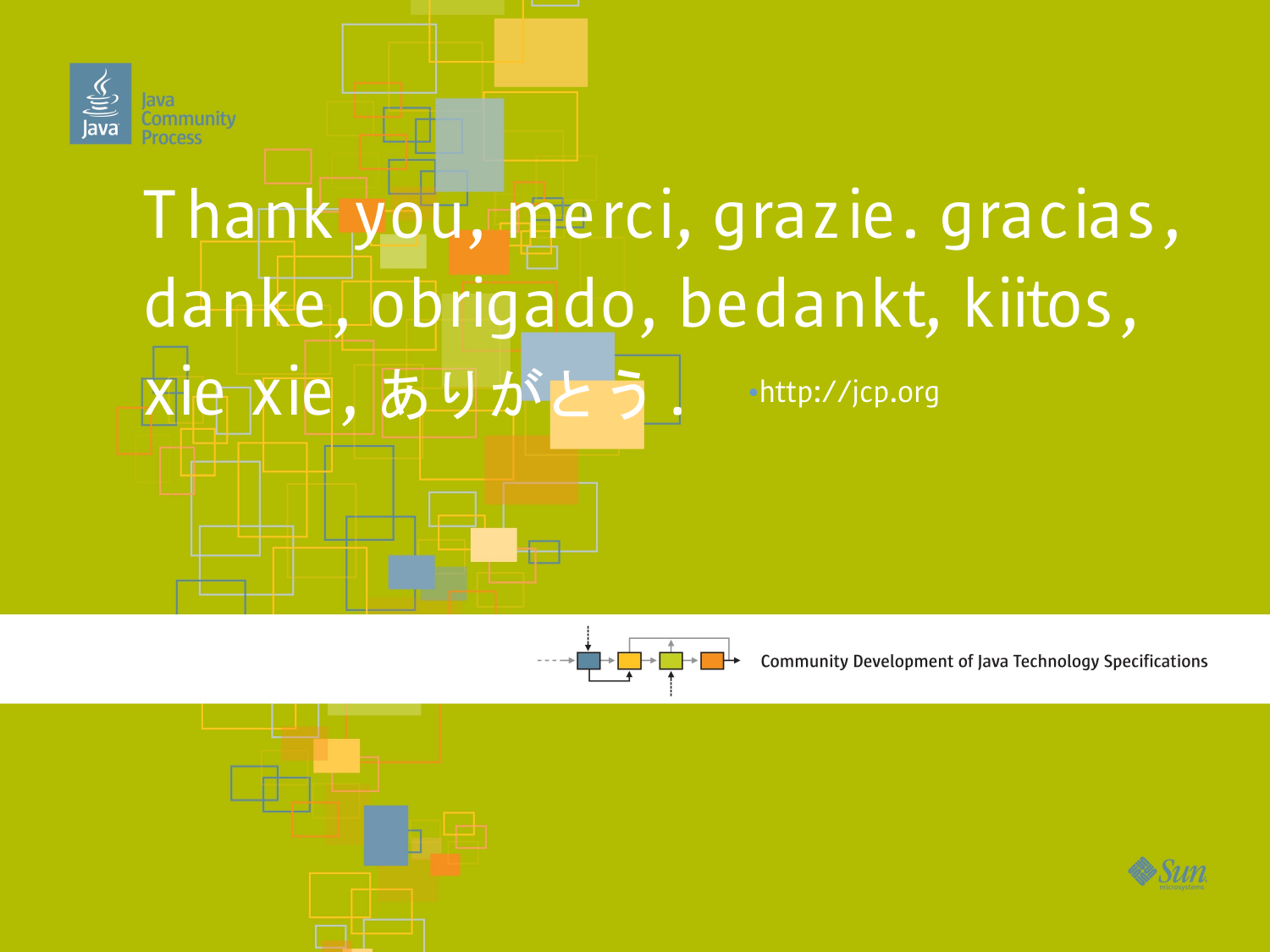Java Community Process

# Thank you, merci, grazie. gracias, danke, obrigado, bedankt, kiitos, xie xie, ありがとう.

- http://jcp.org

Community Development of Java Technology Specifications

Sun microsystems